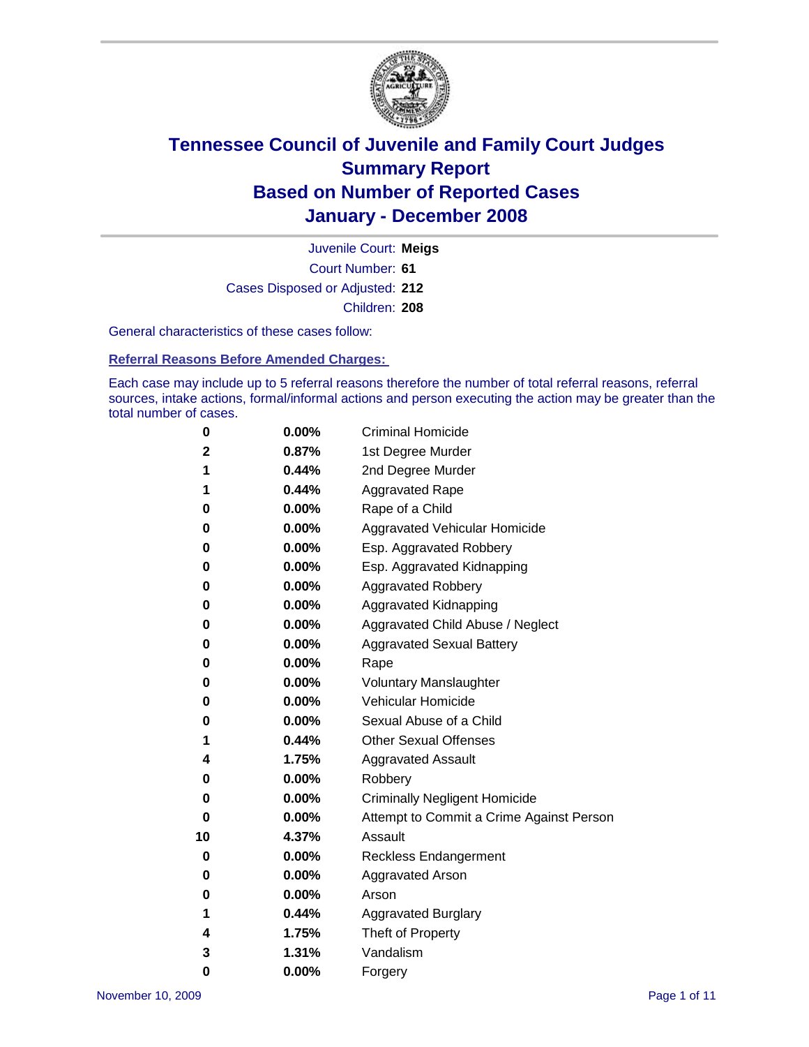# Tennessee Council of Juvenile and Family Court Judges
## Summary Report
## Based on Number of Reported Cases
## January - December 2008

Juvenile Court: **Meigs**
Court Number: **61**
Cases Disposed or Adjusted: **212**
Children: **208**

General characteristics of these cases follow:

### Referral Reasons Before Amended Charges:

Each case may include up to 5 referral reasons therefore the number of total referral reasons, referral sources, intake actions, formal/informal actions and person executing the action may be greater than the total number of cases.

| Count | Percent | Referral Reason |
|---|---|---|
| 0 | 0.00% | Criminal Homicide |
| 2 | 0.87% | 1st Degree Murder |
| 1 | 0.44% | 2nd Degree Murder |
| 1 | 0.44% | Aggravated Rape |
| 0 | 0.00% | Rape of a Child |
| 0 | 0.00% | Aggravated Vehicular Homicide |
| 0 | 0.00% | Esp. Aggravated Robbery |
| 0 | 0.00% | Esp. Aggravated Kidnapping |
| 0 | 0.00% | Aggravated Robbery |
| 0 | 0.00% | Aggravated Kidnapping |
| 0 | 0.00% | Aggravated Child Abuse / Neglect |
| 0 | 0.00% | Aggravated Sexual Battery |
| 0 | 0.00% | Rape |
| 0 | 0.00% | Voluntary Manslaughter |
| 0 | 0.00% | Vehicular Homicide |
| 0 | 0.00% | Sexual Abuse of a Child |
| 1 | 0.44% | Other Sexual Offenses |
| 4 | 1.75% | Aggravated Assault |
| 0 | 0.00% | Robbery |
| 0 | 0.00% | Criminally Negligent Homicide |
| 0 | 0.00% | Attempt to Commit a Crime Against Person |
| 10 | 4.37% | Assault |
| 0 | 0.00% | Reckless Endangerment |
| 0 | 0.00% | Aggravated Arson |
| 0 | 0.00% | Arson |
| 1 | 0.44% | Aggravated Burglary |
| 4 | 1.75% | Theft of Property |
| 3 | 1.31% | Vandalism |
| 0 | 0.00% | Forgery |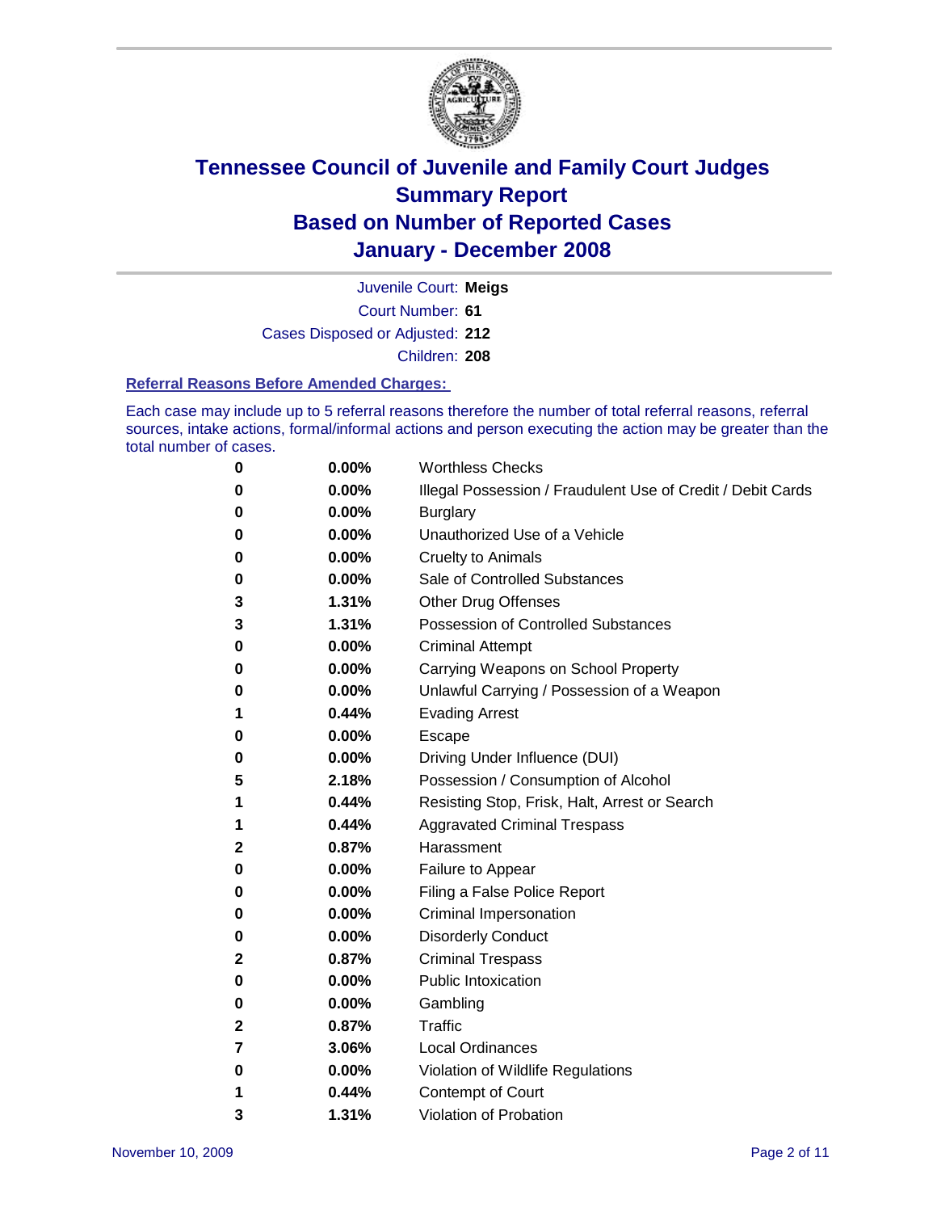# Tennessee Council of Juvenile and Family Court Judges
# Summary Report
# Based on Number of Reported Cases
# January - December 2008

Juvenile Court: **Meigs**

Court Number: **61**

Cases Disposed or Adjusted: **212**

Children: **208**

### Referral Reasons Before Amended Charges:

Each case may include up to 5 referral reasons therefore the number of total referral reasons, referral sources, intake actions, formal/informal actions and person executing the action may be greater than the total number of cases.

| | | |
|---|---|---|
| 0 | 0.00% | Worthless Checks |
| 0 | 0.00% | Illegal Possession / Fraudulent Use of Credit / Debit Cards |
| 0 | 0.00% | Burglary |
| 0 | 0.00% | Unauthorized Use of a Vehicle |
| 0 | 0.00% | Cruelty to Animals |
| 0 | 0.00% | Sale of Controlled Substances |
| 3 | 1.31% | Other Drug Offenses |
| 3 | 1.31% | Possession of Controlled Substances |
| 0 | 0.00% | Criminal Attempt |
| 0 | 0.00% | Carrying Weapons on School Property |
| 0 | 0.00% | Unlawful Carrying / Possession of a Weapon |
| 1 | 0.44% | Evading Arrest |
| 0 | 0.00% | Escape |
| 0 | 0.00% | Driving Under Influence (DUI) |
| 5 | 2.18% | Possession / Consumption of Alcohol |
| 1 | 0.44% | Resisting Stop, Frisk, Halt, Arrest or Search |
| 1 | 0.44% | Aggravated Criminal Trespass |
| 2 | 0.87% | Harassment |
| 0 | 0.00% | Failure to Appear |
| 0 | 0.00% | Filing a False Police Report |
| 0 | 0.00% | Criminal Impersonation |
| 0 | 0.00% | Disorderly Conduct |
| 2 | 0.87% | Criminal Trespass |
| 0 | 0.00% | Public Intoxication |
| 0 | 0.00% | Gambling |
| 2 | 0.87% | Traffic |
| 7 | 3.06% | Local Ordinances |
| 0 | 0.00% | Violation of Wildlife Regulations |
| 1 | 0.44% | Contempt of Court |
| 3 | 1.31% | Violation of Probation |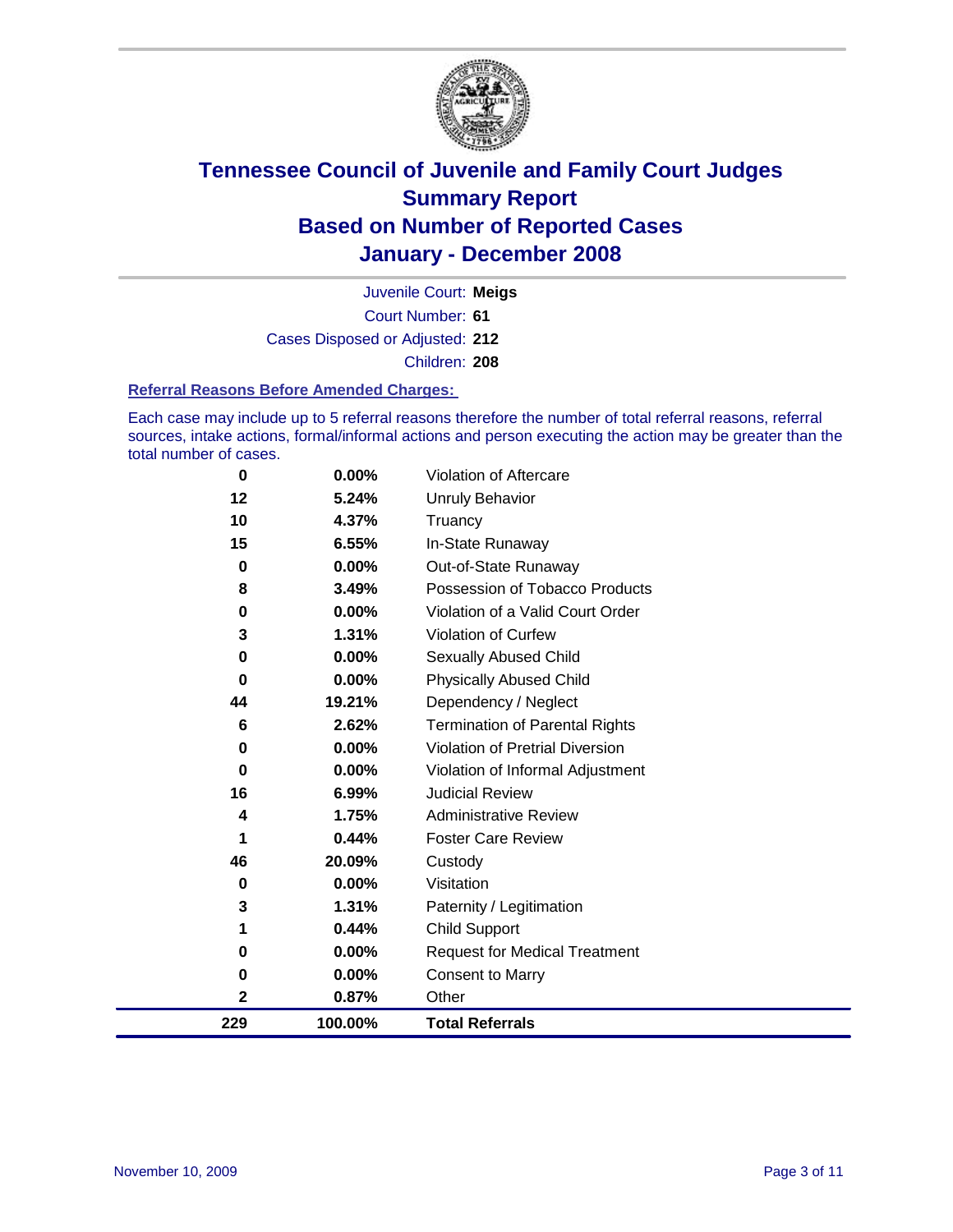# Tennessee Council of Juvenile and Family Court Judges
## Summary Report
## Based on Number of Reported Cases
## January - December 2008

Juvenile Court: **Meigs**
Court Number: **61**
Cases Disposed or Adjusted: **212**
Children: **208**

### Referral Reasons Before Amended Charges:

Each case may include up to 5 referral reasons therefore the number of total referral reasons, referral sources, intake actions, formal/informal actions and person executing the action may be greater than the total number of cases.

| Count | Percent | Referral Reason |
|---|---|---|
| 0 | 0.00% | Violation of Aftercare |
| 12 | 5.24% | Unruly Behavior |
| 10 | 4.37% | Truancy |
| 15 | 6.55% | In-State Runaway |
| 0 | 0.00% | Out-of-State Runaway |
| 8 | 3.49% | Possession of Tobacco Products |
| 0 | 0.00% | Violation of a Valid Court Order |
| 3 | 1.31% | Violation of Curfew |
| 0 | 0.00% | Sexually Abused Child |
| 0 | 0.00% | Physically Abused Child |
| 44 | 19.21% | Dependency / Neglect |
| 6 | 2.62% | Termination of Parental Rights |
| 0 | 0.00% | Violation of Pretrial Diversion |
| 0 | 0.00% | Violation of Informal Adjustment |
| 16 | 6.99% | Judicial Review |
| 4 | 1.75% | Administrative Review |
| 1 | 0.44% | Foster Care Review |
| 46 | 20.09% | Custody |
| 0 | 0.00% | Visitation |
| 3 | 1.31% | Paternity / Legitimation |
| 1 | 0.44% | Child Support |
| 0 | 0.00% | Request for Medical Treatment |
| 0 | 0.00% | Consent to Marry |
| 2 | 0.87% | Other |
| **229** | **100.00%** | **Total Referrals** |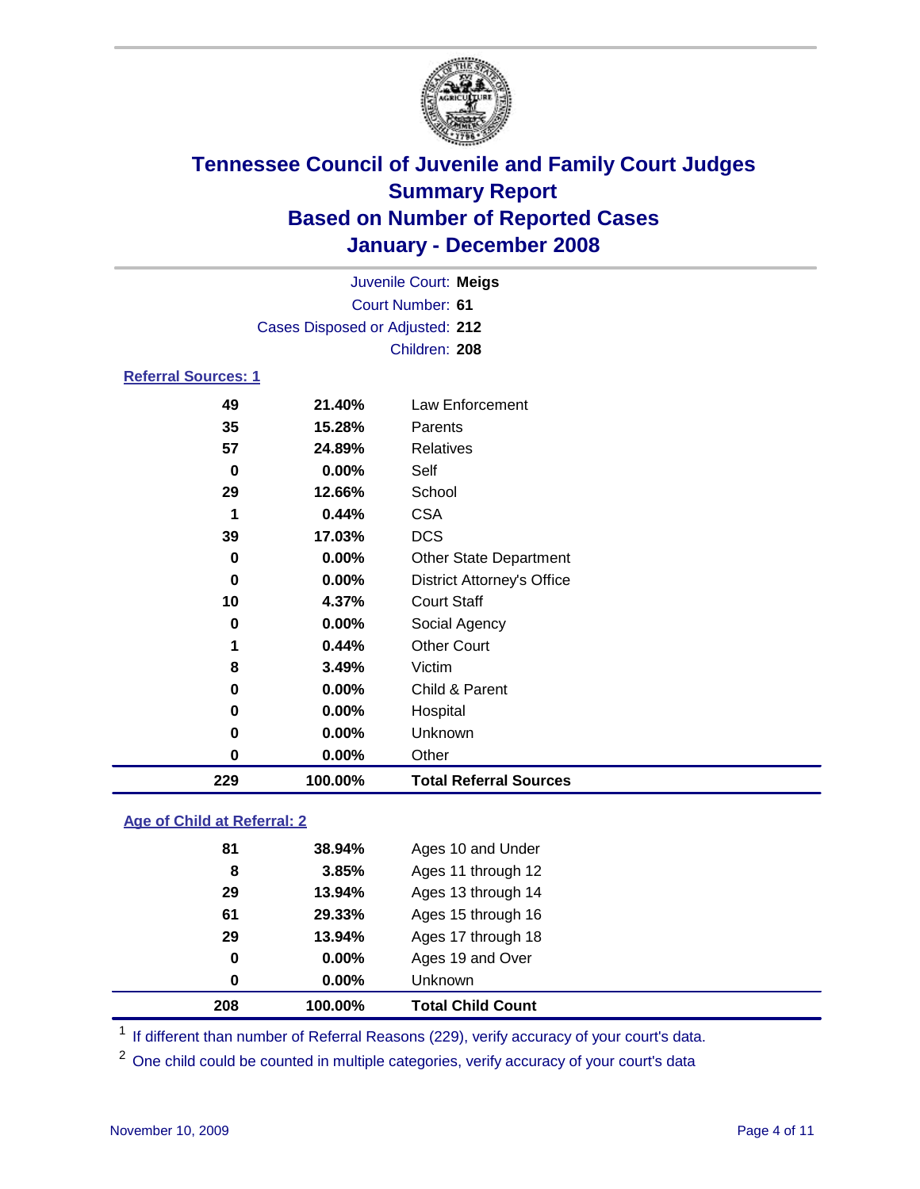# Tennessee Council of Juvenile and Family Court Judges
## Summary Report
## Based on Number of Reported Cases
## January - December 2008

Juvenile Court: **Meigs**
Court Number: **61**
Cases Disposed or Adjusted: **212**
Children: **208**

### Referral Sources: 1

| | | |
|---|---|---|
| 49 | 21.40% | Law Enforcement |
| 35 | 15.28% | Parents |
| 57 | 24.89% | Relatives |
| 0 | 0.00% | Self |
| 29 | 12.66% | School |
| 1 | 0.44% | CSA |
| 39 | 17.03% | DCS |
| 0 | 0.00% | Other State Department |
| 0 | 0.00% | District Attorney's Office |
| 10 | 4.37% | Court Staff |
| 0 | 0.00% | Social Agency |
| 1 | 0.44% | Other Court |
| 8 | 3.49% | Victim |
| 0 | 0.00% | Child & Parent |
| 0 | 0.00% | Hospital |
| 0 | 0.00% | Unknown |
| 0 | 0.00% | Other |
| **229** | **100.00%** | **Total Referral Sources** |

### Age of Child at Referral: 2

| | | |
|---|---|---|
| 81 | 38.94% | Ages 10 and Under |
| 8 | 3.85% | Ages 11 through 12 |
| 29 | 13.94% | Ages 13 through 14 |
| 61 | 29.33% | Ages 15 through 16 |
| 29 | 13.94% | Ages 17 through 18 |
| 0 | 0.00% | Ages 19 and Over |
| 0 | 0.00% | Unknown |
| **208** | **100.00%** | **Total Child Count** |

[1] If different than number of Referral Reasons (229), verify accuracy of your court's data.

[2] One child could be counted in multiple categories, verify accuracy of your court's data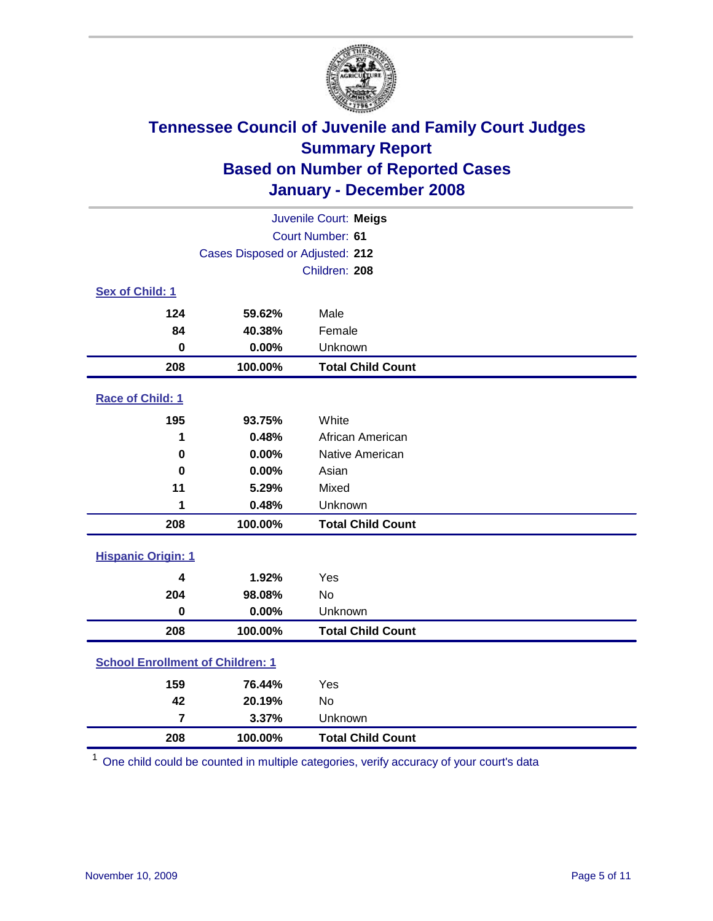# Tennessee Council of Juvenile and Family Court Judges
## Summary Report
## Based on Number of Reported Cases
## January - December 2008

Juvenile Court: **Meigs**
Court Number: **61**
Cases Disposed or Adjusted: **212**
Children: **208**

### Sex of Child: [1]

| Count | Percent | Category |
|---|---|---|
| 124 | 59.62% | Male |
| 84 | 40.38% | Female |
| 0 | 0.00% | Unknown |
| **208** | **100.00%** | **Total Child Count** |

### Race of Child: [1]

| Count | Percent | Category |
|---|---|---|
| 195 | 93.75% | White |
| 1 | 0.48% | African American |
| 0 | 0.00% | Native American |
| 0 | 0.00% | Asian |
| 11 | 5.29% | Mixed |
| 1 | 0.48% | Unknown |
| **208** | **100.00%** | **Total Child Count** |

### Hispanic Origin: [1]

| Count | Percent | Category |
|---|---|---|
| 4 | 1.92% | Yes |
| 204 | 98.08% | No |
| 0 | 0.00% | Unknown |
| **208** | **100.00%** | **Total Child Count** |

### School Enrollment of Children: [1]

| Count | Percent | Category |
|---|---|---|
| 159 | 76.44% | Yes |
| 42 | 20.19% | No |
| 7 | 3.37% | Unknown |
| **208** | **100.00%** | **Total Child Count** |

[1] One child could be counted in multiple categories, verify accuracy of your court's data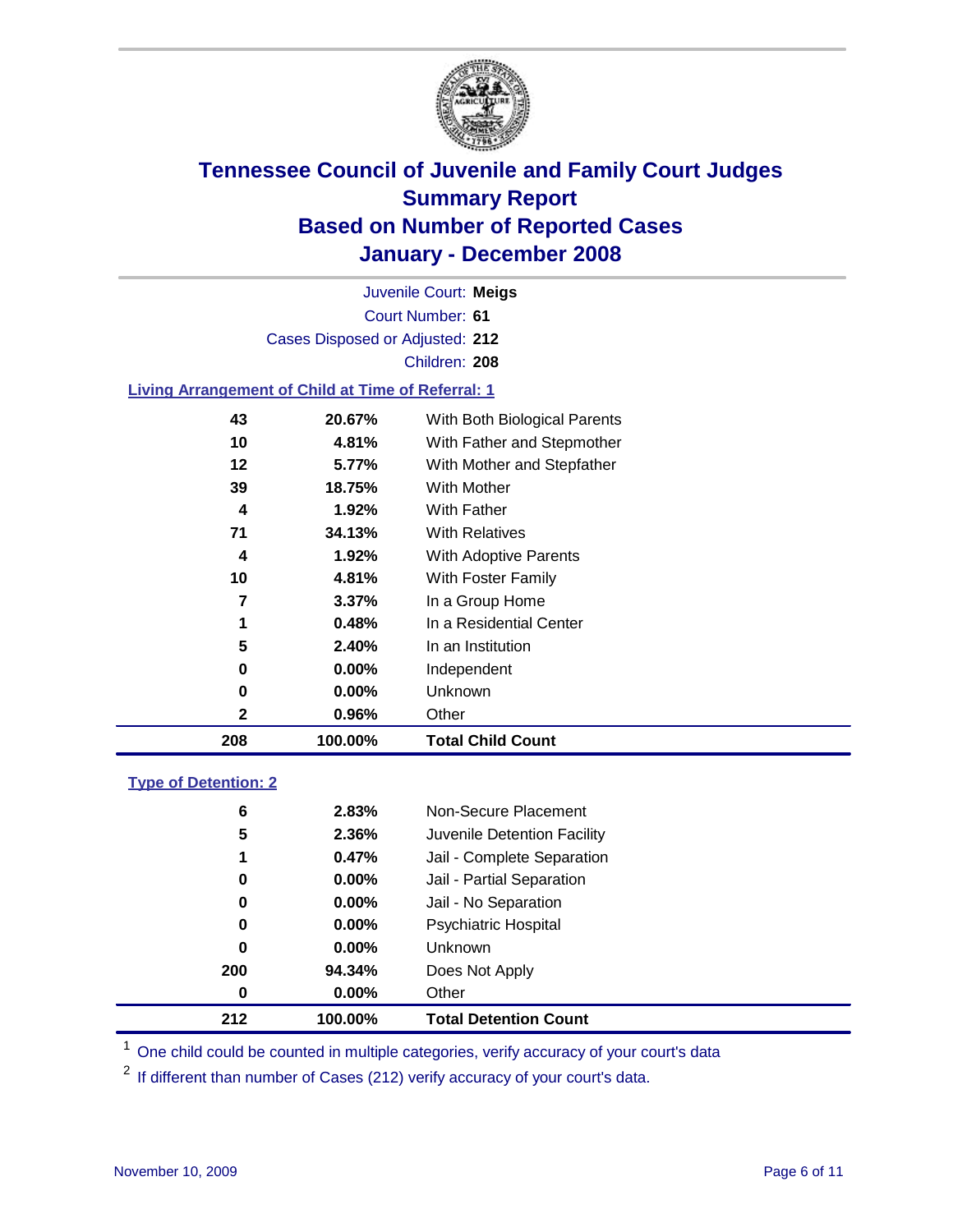# Tennessee Council of Juvenile and Family Court Judges
## Summary Report
## Based on Number of Reported Cases
## January - December 2008

Juvenile Court: **Meigs**
Court Number: **61**
Cases Disposed or Adjusted: **212**
Children: **208**

### Living Arrangement of Child at Time of Referral: 1

| | | |
|---|---|---|
| 43 | 20.67% | With Both Biological Parents |
| 10 | 4.81% | With Father and Stepmother |
| 12 | 5.77% | With Mother and Stepfather |
| 39 | 18.75% | With Mother |
| 4 | 1.92% | With Father |
| 71 | 34.13% | With Relatives |
| 4 | 1.92% | With Adoptive Parents |
| 10 | 4.81% | With Foster Family |
| 7 | 3.37% | In a Group Home |
| 1 | 0.48% | In a Residential Center |
| 5 | 2.40% | In an Institution |
| 0 | 0.00% | Independent |
| 0 | 0.00% | Unknown |
| 2 | 0.96% | Other |
| **208** | **100.00%** | **Total Child Count** |

### Type of Detention: 2

| | | |
|---|---|---|
| 6 | 2.83% | Non-Secure Placement |
| 5 | 2.36% | Juvenile Detention Facility |
| 1 | 0.47% | Jail - Complete Separation |
| 0 | 0.00% | Jail - Partial Separation |
| 0 | 0.00% | Jail - No Separation |
| 0 | 0.00% | Psychiatric Hospital |
| 0 | 0.00% | Unknown |
| 200 | 94.34% | Does Not Apply |
| 0 | 0.00% | Other |
| **212** | **100.00%** | **Total Detention Count** |

[1] One child could be counted in multiple categories, verify accuracy of your court's data

[2] If different than number of Cases (212) verify accuracy of your court's data.

November 10, 2009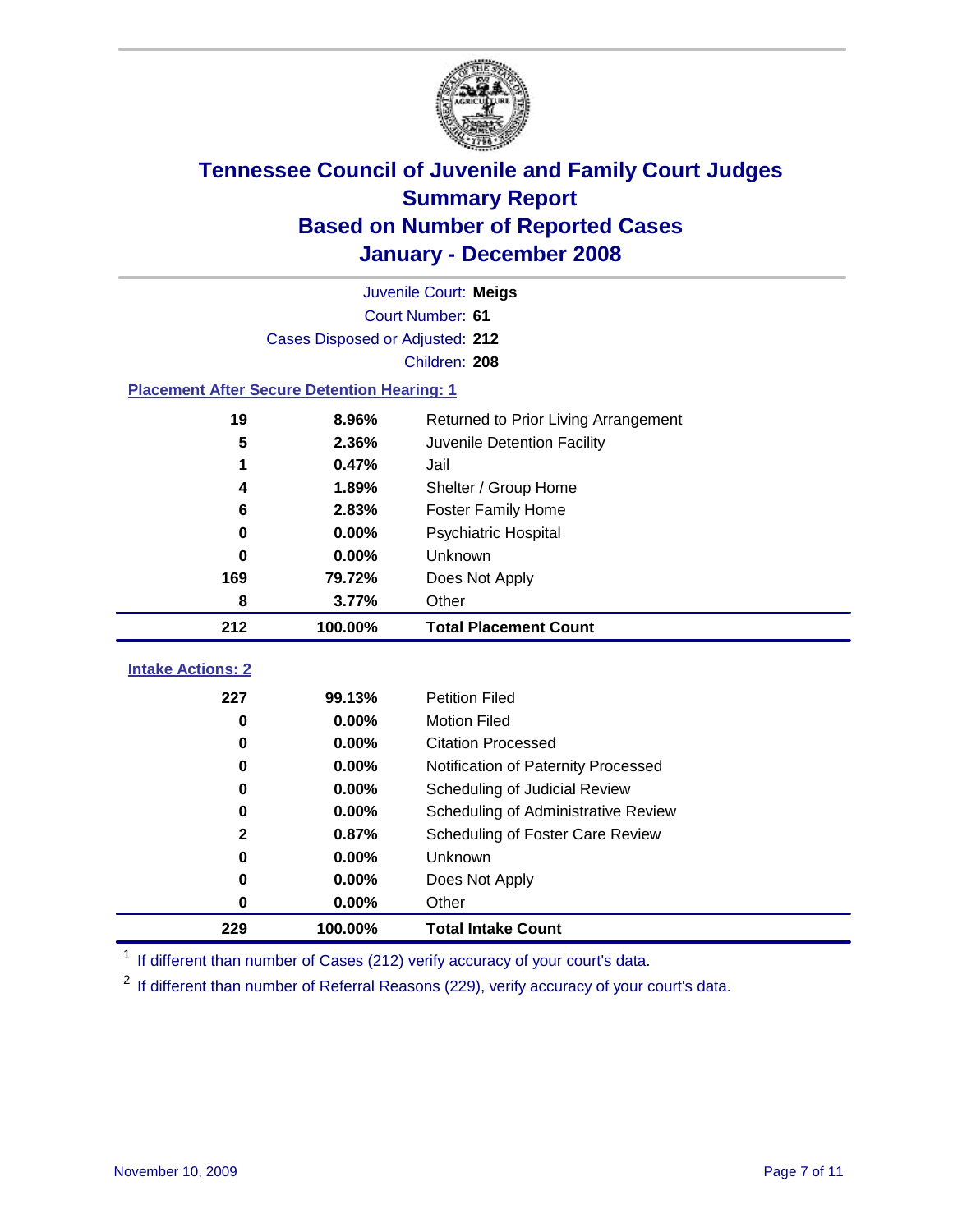# Tennessee Council of Juvenile and Family Court Judges
## Summary Report
## Based on Number of Reported Cases
## January - December 2008

Juvenile Court: **Meigs**
Court Number: **61**
Cases Disposed or Adjusted: **212**
Children: **208**

### Placement After Secure Detention Hearing: 1

| Count | Percent | Placement |
|---|---|---|
| 19 | 8.96% | Returned to Prior Living Arrangement |
| 5 | 2.36% | Juvenile Detention Facility |
| 1 | 0.47% | Jail |
| 4 | 1.89% | Shelter / Group Home |
| 6 | 2.83% | Foster Family Home |
| 0 | 0.00% | Psychiatric Hospital |
| 0 | 0.00% | Unknown |
| 169 | 79.72% | Does Not Apply |
| 8 | 3.77% | Other |
| **212** | **100.00%** | **Total Placement Count** |

### Intake Actions: 2

| Count | Percent | Intake Action |
|---|---|---|
| 227 | 99.13% | Petition Filed |
| 0 | 0.00% | Motion Filed |
| 0 | 0.00% | Citation Processed |
| 0 | 0.00% | Notification of Paternity Processed |
| 0 | 0.00% | Scheduling of Judicial Review |
| 0 | 0.00% | Scheduling of Administrative Review |
| 2 | 0.87% | Scheduling of Foster Care Review |
| 0 | 0.00% | Unknown |
| 0 | 0.00% | Does Not Apply |
| 0 | 0.00% | Other |
| **229** | **100.00%** | **Total Intake Count** |

[1] If different than number of Cases (212) verify accuracy of your court's data.

[2] If different than number of Referral Reasons (229), verify accuracy of your court's data.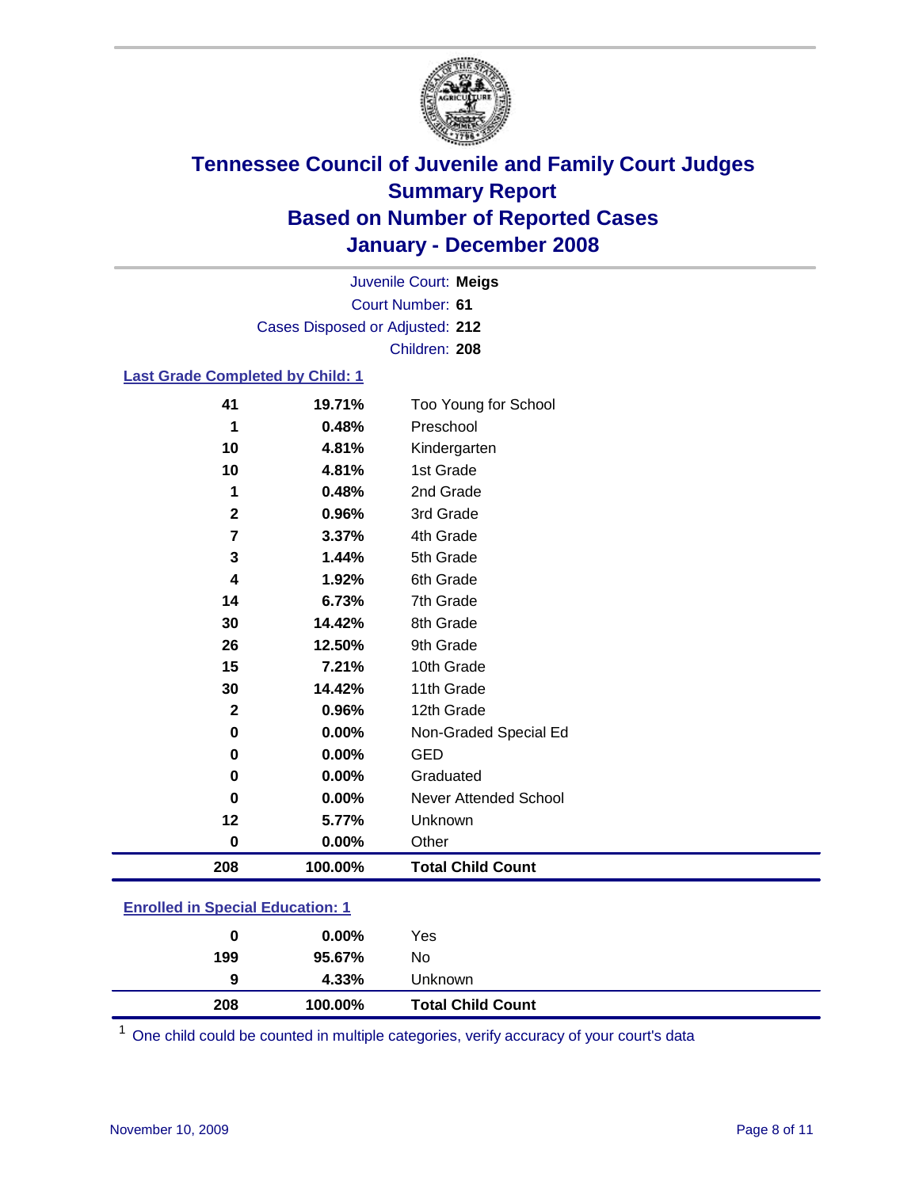# Tennessee Council of Juvenile and Family Court Judges
## Summary Report
## Based on Number of Reported Cases
## January - December 2008

Juvenile Court: **Meigs**
Court Number: **61**
Cases Disposed or Adjusted: **212**
Children: **208**

### Last Grade Completed by Child: 1

| Count | Percent | Category |
|---|---|---|
| 41 | 19.71% | Too Young for School |
| 1 | 0.48% | Preschool |
| 10 | 4.81% | Kindergarten |
| 10 | 4.81% | 1st Grade |
| 1 | 0.48% | 2nd Grade |
| 2 | 0.96% | 3rd Grade |
| 7 | 3.37% | 4th Grade |
| 3 | 1.44% | 5th Grade |
| 4 | 1.92% | 6th Grade |
| 14 | 6.73% | 7th Grade |
| 30 | 14.42% | 8th Grade |
| 26 | 12.50% | 9th Grade |
| 15 | 7.21% | 10th Grade |
| 30 | 14.42% | 11th Grade |
| 2 | 0.96% | 12th Grade |
| 0 | 0.00% | Non-Graded Special Ed |
| 0 | 0.00% | GED |
| 0 | 0.00% | Graduated |
| 0 | 0.00% | Never Attended School |
| 12 | 5.77% | Unknown |
| 0 | 0.00% | Other |
| **208** | **100.00%** | **Total Child Count** |

### Enrolled in Special Education: 1

| Count | Percent | Category |
|---|---|---|
| 0 | 0.00% | Yes |
| 199 | 95.67% | No |
| 9 | 4.33% | Unknown |
| **208** | **100.00%** | **Total Child Count** |

[1] One child could be counted in multiple categories, verify accuracy of your court's data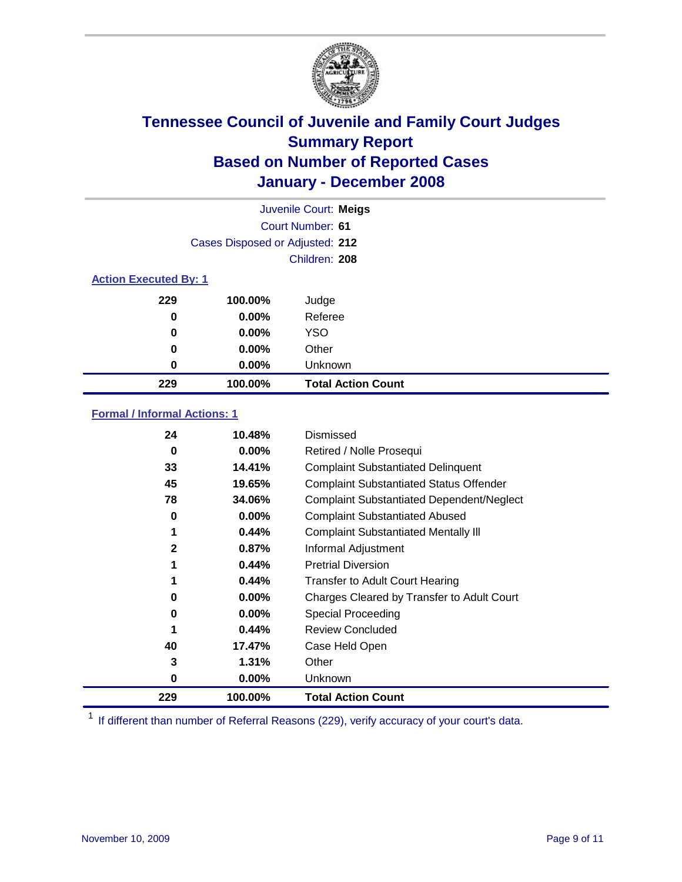# Tennessee Council of Juvenile and Family Court Judges
## Summary Report
## Based on Number of Reported Cases
## January - December 2008

Juvenile Court: **Meigs**
Court Number: **61**
Cases Disposed or Adjusted: **212**
Children: **208**

### Action Executed By: 1

| | | |
|---|---|---|
| 229 | 100.00% | Judge |
| 0 | 0.00% | Referee |
| 0 | 0.00% | YSO |
| 0 | 0.00% | Other |
| 0 | 0.00% | Unknown |
| **229** | **100.00%** | **Total Action Count** |

### Formal / Informal Actions: 1

| | | |
|---|---|---|
| 24 | 10.48% | Dismissed |
| 0 | 0.00% | Retired / Nolle Prosequi |
| 33 | 14.41% | Complaint Substantiated Delinquent |
| 45 | 19.65% | Complaint Substantiated Status Offender |
| 78 | 34.06% | Complaint Substantiated Dependent/Neglect |
| 0 | 0.00% | Complaint Substantiated Abused |
| 1 | 0.44% | Complaint Substantiated Mentally Ill |
| 2 | 0.87% | Informal Adjustment |
| 1 | 0.44% | Pretrial Diversion |
| 1 | 0.44% | Transfer to Adult Court Hearing |
| 0 | 0.00% | Charges Cleared by Transfer to Adult Court |
| 0 | 0.00% | Special Proceeding |
| 1 | 0.44% | Review Concluded |
| 40 | 17.47% | Case Held Open |
| 3 | 1.31% | Other |
| 0 | 0.00% | Unknown |
| **229** | **100.00%** | **Total Action Count** |

[1] If different than number of Referral Reasons (229), verify accuracy of your court's data.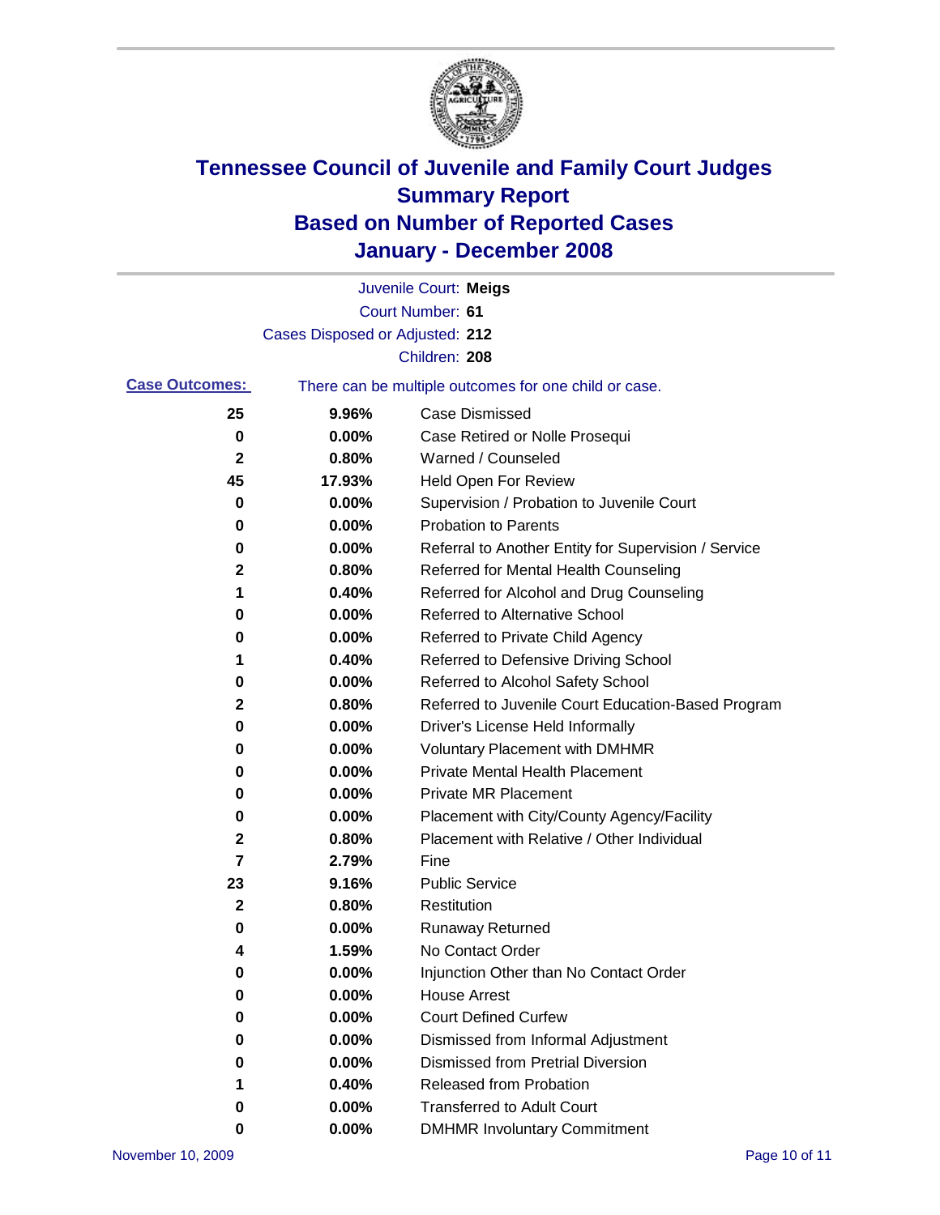# Tennessee Council of Juvenile and Family Court Judges
## Summary Report
## Based on Number of Reported Cases
## January - December 2008

Juvenile Court: **Meigs**
Court Number: **61**
Cases Disposed or Adjusted: **212**
Children: **208**

**Case Outcomes:** There can be multiple outcomes for one child or case.

| Count | Percent | Outcome |
|---|---|---|
| 25 | 9.96% | Case Dismissed |
| 0 | 0.00% | Case Retired or Nolle Prosequi |
| 2 | 0.80% | Warned / Counseled |
| 45 | 17.93% | Held Open For Review |
| 0 | 0.00% | Supervision / Probation to Juvenile Court |
| 0 | 0.00% | Probation to Parents |
| 0 | 0.00% | Referral to Another Entity for Supervision / Service |
| 2 | 0.80% | Referred for Mental Health Counseling |
| 1 | 0.40% | Referred for Alcohol and Drug Counseling |
| 0 | 0.00% | Referred to Alternative School |
| 0 | 0.00% | Referred to Private Child Agency |
| 1 | 0.40% | Referred to Defensive Driving School |
| 0 | 0.00% | Referred to Alcohol Safety School |
| 2 | 0.80% | Referred to Juvenile Court Education-Based Program |
| 0 | 0.00% | Driver's License Held Informally |
| 0 | 0.00% | Voluntary Placement with DMHMR |
| 0 | 0.00% | Private Mental Health Placement |
| 0 | 0.00% | Private MR Placement |
| 0 | 0.00% | Placement with City/County Agency/Facility |
| 2 | 0.80% | Placement with Relative / Other Individual |
| 7 | 2.79% | Fine |
| 23 | 9.16% | Public Service |
| 2 | 0.80% | Restitution |
| 0 | 0.00% | Runaway Returned |
| 4 | 1.59% | No Contact Order |
| 0 | 0.00% | Injunction Other than No Contact Order |
| 0 | 0.00% | House Arrest |
| 0 | 0.00% | Court Defined Curfew |
| 0 | 0.00% | Dismissed from Informal Adjustment |
| 0 | 0.00% | Dismissed from Pretrial Diversion |
| 1 | 0.40% | Released from Probation |
| 0 | 0.00% | Transferred to Adult Court |
| 0 | 0.00% | DMHMR Involuntary Commitment |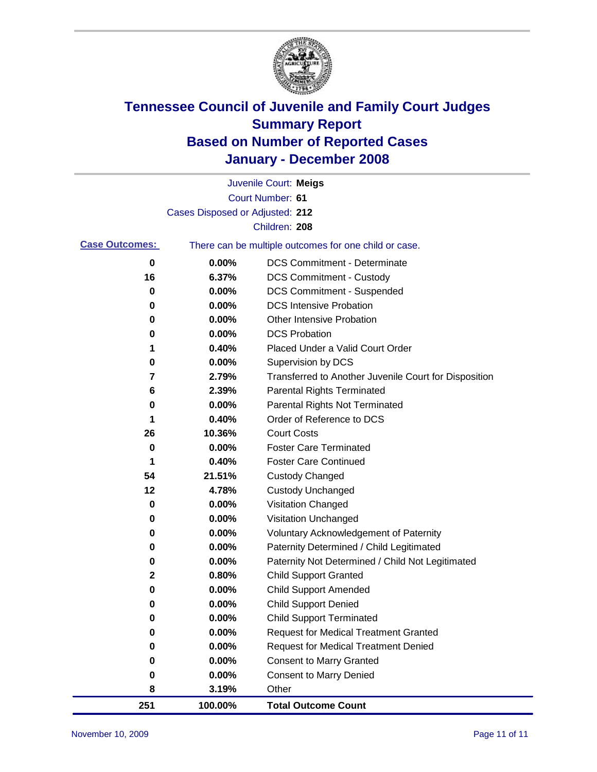# Tennessee Council of Juvenile and Family Court Judges
# Summary Report
# Based on Number of Reported Cases
# January - December 2008

Juvenile Court: **Meigs**

Court Number: **61**

Cases Disposed or Adjusted: **212**

Children: **208**

**Case Outcomes:** There can be multiple outcomes for one child or case.

| | | |
|---|---|---|
| 0 | 0.00% | DCS Commitment - Determinate |
| 16 | 6.37% | DCS Commitment - Custody |
| 0 | 0.00% | DCS Commitment - Suspended |
| 0 | 0.00% | DCS Intensive Probation |
| 0 | 0.00% | Other Intensive Probation |
| 0 | 0.00% | DCS Probation |
| 1 | 0.40% | Placed Under a Valid Court Order |
| 0 | 0.00% | Supervision by DCS |
| 7 | 2.79% | Transferred to Another Juvenile Court for Disposition |
| 6 | 2.39% | Parental Rights Terminated |
| 0 | 0.00% | Parental Rights Not Terminated |
| 1 | 0.40% | Order of Reference to DCS |
| 26 | 10.36% | Court Costs |
| 0 | 0.00% | Foster Care Terminated |
| 1 | 0.40% | Foster Care Continued |
| 54 | 21.51% | Custody Changed |
| 12 | 4.78% | Custody Unchanged |
| 0 | 0.00% | Visitation Changed |
| 0 | 0.00% | Visitation Unchanged |
| 0 | 0.00% | Voluntary Acknowledgement of Paternity |
| 0 | 0.00% | Paternity Determined / Child Legitimated |
| 0 | 0.00% | Paternity Not Determined / Child Not Legitimated |
| 2 | 0.80% | Child Support Granted |
| 0 | 0.00% | Child Support Amended |
| 0 | 0.00% | Child Support Denied |
| 0 | 0.00% | Child Support Terminated |
| 0 | 0.00% | Request for Medical Treatment Granted |
| 0 | 0.00% | Request for Medical Treatment Denied |
| 0 | 0.00% | Consent to Marry Granted |
| 0 | 0.00% | Consent to Marry Denied |
| 8 | 3.19% | Other |
| **251** | **100.00%** | **Total Outcome Count** |

November 10, 2009